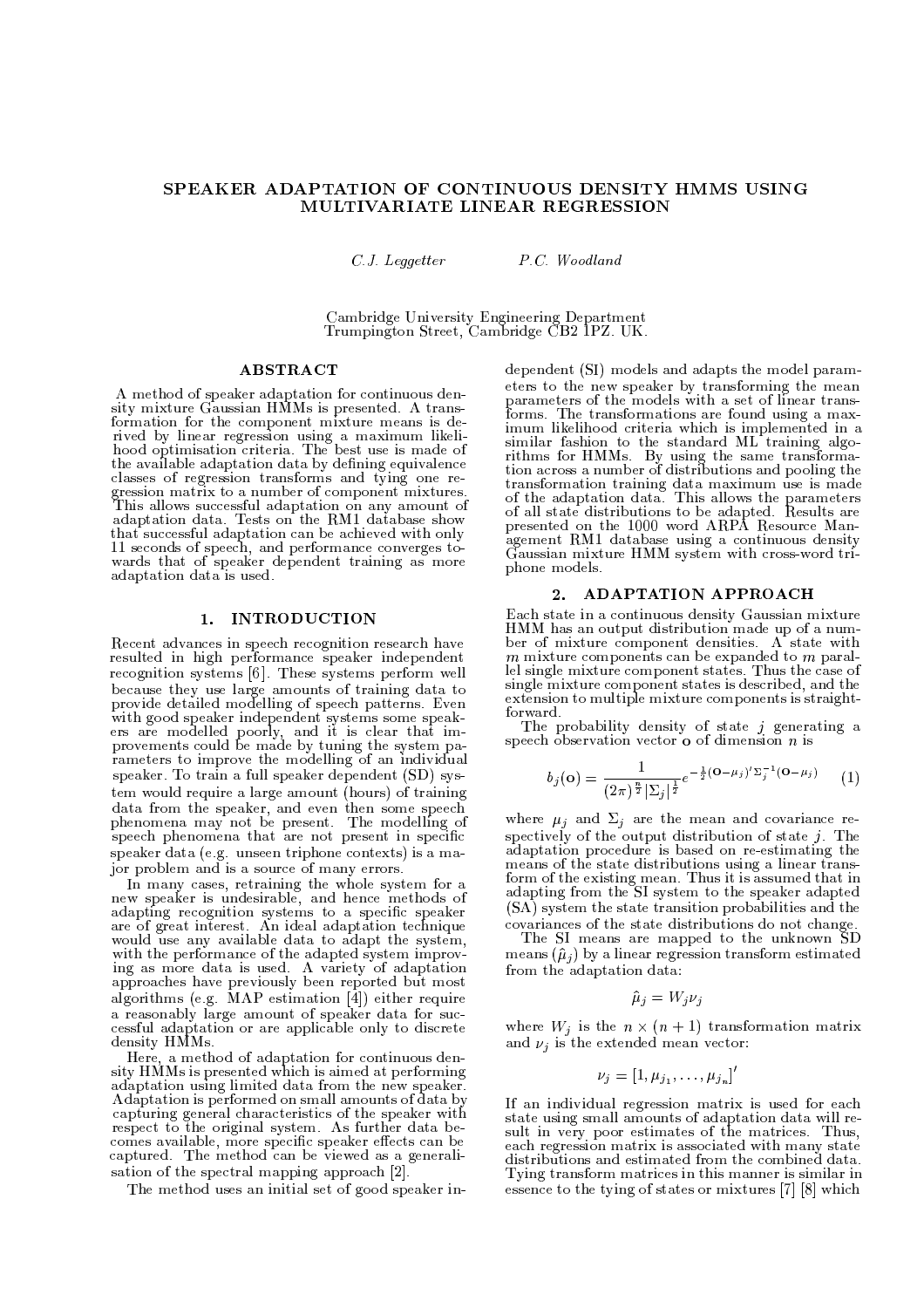# SPEAKER ADAPTATION OF CONTINUOUS DENSITY HMMS USING MULTIVARIATE LINEAR REGRESSION

*C.J. Leggetter* &nbsp;&nbsp;&nbsp;&nbsp; *P.C. Woodland*

Cambridge University Engineering Department
Trumpington Street, Cambridge CB2 1PZ. UK.

## ABSTRACT

A method of speaker adaptation for continuous density mixture Gaussian HMMs is presented. A transformation for the component mixture means is derived by linear regression using a maximum likelihood optimisation criteria. The best use is made of the available adaptation data by defining equivalence classes of regression transforms and tying one regression matrix to a number of component mixtures. This allows successful adaptation on any amount of adaptation data. Tests on the RM1 database show that successful adaptation can be achieved with only 11 seconds of speech, and performance converges towards that of speaker dependent training as more adaptation data is used.

## 1. INTRODUCTION

Recent advances in speech recognition research have resulted in high performance speaker independent recognition systems [6]. These systems perform well because they use large amounts of training data to provide detailed modelling of speech patterns. Even with good speaker independent systems some speakers are modelled poorly, and it is clear that improvements could be made by tuning the system parameters to improve the modelling of an individual speaker. To train a full speaker dependent (SD) system would require a large amount (hours) of training data from the speaker, and even then some speech phenomena may not be present. The modelling of speech phenomena that are not present in specific speaker data (e.g. unseen triphone contexts) is a major problem and is a source of many errors.

In many cases, retraining the whole system for a new speaker is undesirable, and hence methods of adapting recognition systems to a specific speaker are of great interest. An ideal adaptation technique would use any available data to adapt the system, with the performance of the adapted system improving as more data is used. A variety of adaptation approaches have previously been reported but most algorithms (e.g. MAP estimation [4]) either require a reasonably large amount of speaker data for successful adaptation or are applicable only to discrete density HMMs.

Here, a method of adaptation for continuous density HMMs is presented which is aimed at performing adaptation using limited data from the new speaker. Adaptation is performed on small amounts of data by capturing general characteristics of the speaker with respect to the original system. As further data becomes available, more specific speaker effects can be captured. The method can be viewed as a generalisation of the spectral mapping approach [2].

The method uses an initial set of good speaker independent (SI) models and adapts the model parameters to the new speaker by transforming the mean parameters of the models with a set of linear transforms. The transformations are found using a maximum likelihood criteria which is implemented in a similar fashion to the standard ML training algorithms for HMMs. By using the same transformation across a number of distributions and pooling the transformation training data maximum use is made of the adaptation data. This allows the parameters of all state distributions to be adapted. Results are presented on the 1000 word ARPA Resource Management RM1 database using a continuous density Gaussian mixture HMM system with cross-word triphone models.

## 2. ADAPTATION APPROACH

Each state in a continuous density Gaussian mixture HMM has an output distribution made up of a number of mixture component densities. A state with $m$ mixture components can be expanded to $m$ parallel single mixture component states. Thus the case of single mixture component states is described, and the extension to multiple mixture components is straightforward.

The probability density of state $j$ generating a speech observation vector $\mathbf{o}$ of dimension $n$ is

$$b_j(\mathbf{o}) = \frac{1}{(2\pi)^{\frac{n}{2}}|\Sigma_j|^{\frac{1}{2}}} e^{-\frac{1}{2}(\mathbf{o}-\mu_j)'\Sigma_j^{-1}(\mathbf{o}-\mu_j)} \quad (1)$$

where $\mu_j$ and $\Sigma_j$ are the mean and covariance respectively of the output distribution of state $j$. The adaptation procedure is based on re-estimating the means of the state distributions using a linear transform of the existing mean. Thus it is assumed that in adapting from the SI system to the speaker adapted (SA) system the state transition probabilities and the covariances of the state distributions do not change.

The SI means are mapped to the unknown SD means ($\hat{\mu}_j$) by a linear regression transform estimated from the adaptation data:

$$\hat{\mu}_j = W_j \nu_j$$

where $W_j$ is the $n \times (n+1)$ transformation matrix and $\nu_j$ is the extended mean vector:

$$\nu_j = [1, \mu_{j_1}, \ldots, \mu_{j_n}]'$$

If an individual regression matrix is used for each state using small amounts of adaptation data will result in very poor estimates of the matrices. Thus, each regression matrix is associated with many state distributions and estimated from the combined data. Tying transform matrices in this manner is similar in essence to the tying of states or mixtures [7] [8] which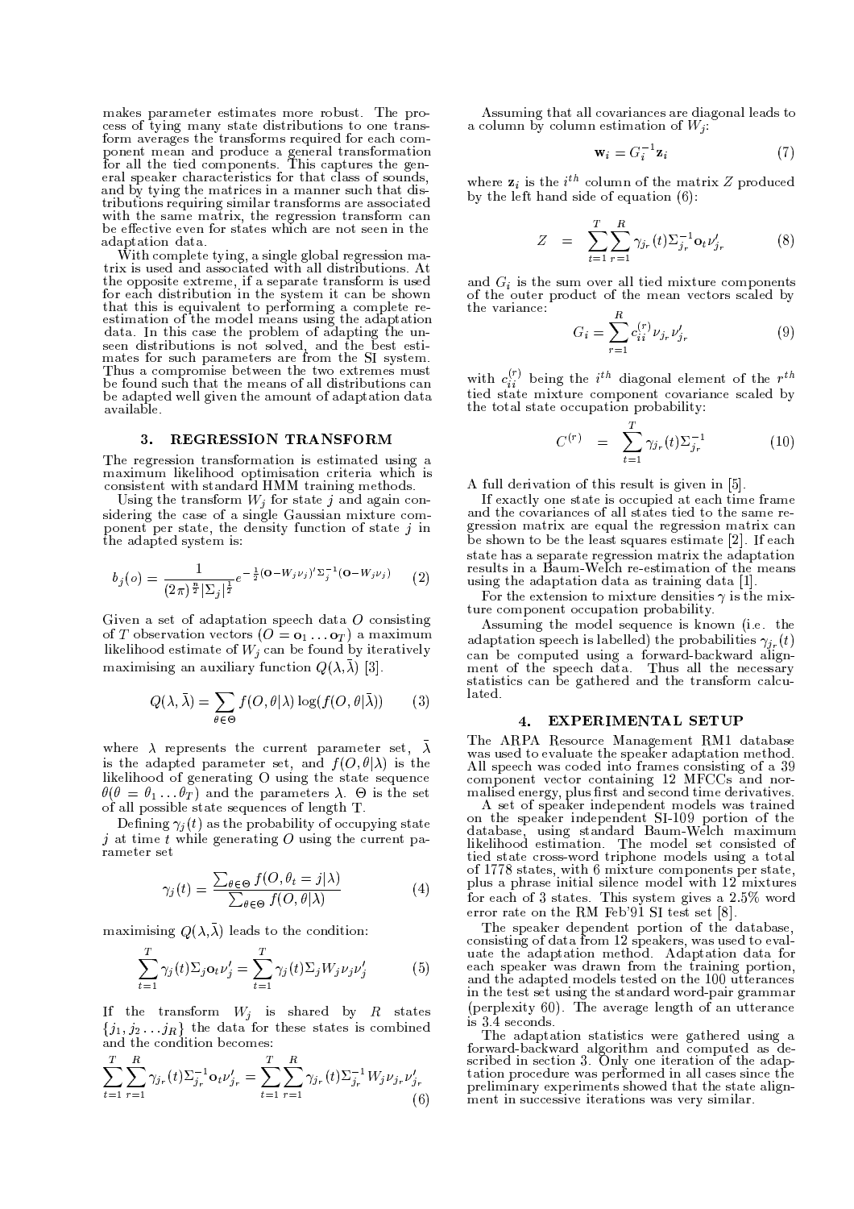makes parameter estimates more robust. The process of tying many state distributions to one transform averages the transforms required for each component mean and produce a general transformation for all the tied components. This captures the general speaker characteristics for that class of sounds, and by tying the matrices in a manner such that distributions requiring similar transforms are associated with the same matrix, the regression transform can be effective even for states which are not seen in the adaptation data.

With complete tying, a single global regression matrix is used and associated with all distributions. At the opposite extreme, if a separate transform is used for each distribution in the system it can be shown that this is equivalent to performing a complete re-estimation of the model means using the adaptation data. In this case the problem of adapting the unseen distributions is not solved, and the best estimates for such parameters are from the SI system. Thus a compromise between the two extremes must be found such that the means of all distributions can be adapted well given the amount of adaptation data available.

## 3. REGRESSION TRANSFORM

The regression transformation is estimated using a maximum likelihood optimisation criteria which is consistent with standard HMM training methods.

Using the transform $W_j$ for state $j$ and again considering the case of a single Gaussian mixture component per state, the density function of state $j$ in the adapted system is:

$$b_j(o) = \frac{1}{(2\pi)^{\frac{n}{2}}|\Sigma_j|^{\frac{1}{2}}} e^{-\frac{1}{2}(\mathbf{O}-W_j\nu_j)'\Sigma_j^{-1}(\mathbf{O}-W_j\nu_j)} \quad (2)$$

Given a set of adaptation speech data $O$ consisting of $T$ observation vectors ($O = \mathbf{o}_1 \ldots \mathbf{o}_T$) a maximum likelihood estimate of $W_j$ can be found by iteratively maximising an auxiliary function $Q(\lambda, \bar{\lambda})$ [3].

$$Q(\lambda, \bar{\lambda}) = \sum_{\theta \in \Theta} f(O, \theta|\lambda) \log(f(O, \theta|\bar{\lambda})) \quad (3)$$

where $\lambda$ represents the current parameter set, $\bar{\lambda}$ is the adapted parameter set, and $f(O, \theta|\lambda)$ is the likelihood of generating O using the state sequence $\theta(\theta = \theta_1 \ldots \theta_T)$ and the parameters $\lambda$. $\Theta$ is the set of all possible state sequences of length T.

Defining $\gamma_j(t)$ as the probability of occupying state $j$ at time $t$ while generating $O$ using the current parameter set

$$\gamma_j(t) = \frac{\sum_{\theta \in \Theta} f(O, \theta_t = j|\lambda)}{\sum_{\theta \in \Theta} f(O, \theta|\lambda)} \quad (4)$$

maximising $Q(\lambda, \bar{\lambda})$ leads to the condition:

$$\sum_{t=1}^{T} \gamma_j(t) \Sigma_j \mathbf{o}_t \nu_j' = \sum_{t=1}^{T} \gamma_j(t) \Sigma_j W_j \nu_j \nu_j' \quad (5)$$

If the transform $W_j$ is shared by $R$ states $\{j_1, j_2 \ldots j_R\}$ the data for these states is combined and the condition becomes:

$$\sum_{t=1}^{T} \sum_{r=1}^{R} \gamma_{j_r}(t) \Sigma_{j_r}^{-1} \mathbf{o}_t \nu_{j_r}' = \sum_{t=1}^{T} \sum_{r=1}^{R} \gamma_{j_r}(t) \Sigma_{j_r}^{-1} W_j \nu_{j_r} \nu_{j_r}' \quad (6)$$

Assuming that all covariances are diagonal leads to a column by column estimation of $W_j$:

$$\mathbf{w}_i = G_i^{-1} \mathbf{z}_i \quad (7)$$

where $\mathbf{z}_i$ is the $i^{th}$ column of the matrix $Z$ produced by the left hand side of equation (6):

$$Z = \sum_{t=1}^{T} \sum_{r=1}^{R} \gamma_{j_r}(t) \Sigma_{j_r}^{-1} \mathbf{o}_t \nu_{j_r}' \quad (8)$$

and $G_i$ is the sum over all tied mixture components of the outer product of the mean vectors scaled by the variance:

$$G_i = \sum_{r=1}^{R} c_{ii}^{(r)} \nu_{j_r} \nu_{j_r}' \quad (9)$$

with $c_{ii}^{(r)}$ being the $i^{th}$ diagonal element of the $r^{th}$ tied state mixture component covariance scaled by the total state occupation probability:

$$C^{(r)} = \sum_{t=1}^{T} \gamma_{j_r}(t) \Sigma_{j_r}^{-1} \quad (10)$$

A full derivation of this result is given in [5].

If exactly one state is occupied at each time frame and the covariances of all states tied to the same regression matrix are equal the regression matrix can be shown to be the least squares estimate [2]. If each state has a separate regression matrix the adaptation results in a Baum-Welch re-estimation of the means using the adaptation data as training data [1].

For the extension to mixture densities $\gamma$ is the mixture component occupation probability.

Assuming the model sequence is known (i.e. the adaptation speech is labelled) the probabilities $\gamma_{j_r}(t)$ can be computed using a forward-backward alignment of the speech data. Thus all the necessary statistics can be gathered and the transform calculated.

## 4. EXPERIMENTAL SETUP

The ARPA Resource Management RM1 database was used to evaluate the speaker adaptation method. All speech was coded into frames consisting of a 39 component vector containing 12 MFCCs and normalised energy, plus first and second time derivatives.

A set of speaker independent models was trained on the speaker independent SI-109 portion of the database, using standard Baum-Welch maximum likelihood estimation. The model set consisted of tied state cross-word triphone models using a total of 1778 states, with 6 mixture components per state, plus a phrase initial silence model with 12 mixtures for each of 3 states. This system gives a 2.5% word error rate on the RM Feb'91 SI test set [8].

The speaker dependent portion of the database, consisting of data from 12 speakers, was used to evaluate the adaptation method. Adaptation data for each speaker was drawn from the training portion, and the adapted models tested on the 100 utterances in the test set using the standard word-pair grammar (perplexity 60). The average length of an utterance is 3.4 seconds.

The adaptation statistics were gathered using a forward-backward algorithm and computed as described in section 3. Only one iteration of the adaptation procedure was performed in all cases since the preliminary experiments showed that the state alignment in successive iterations was very similar.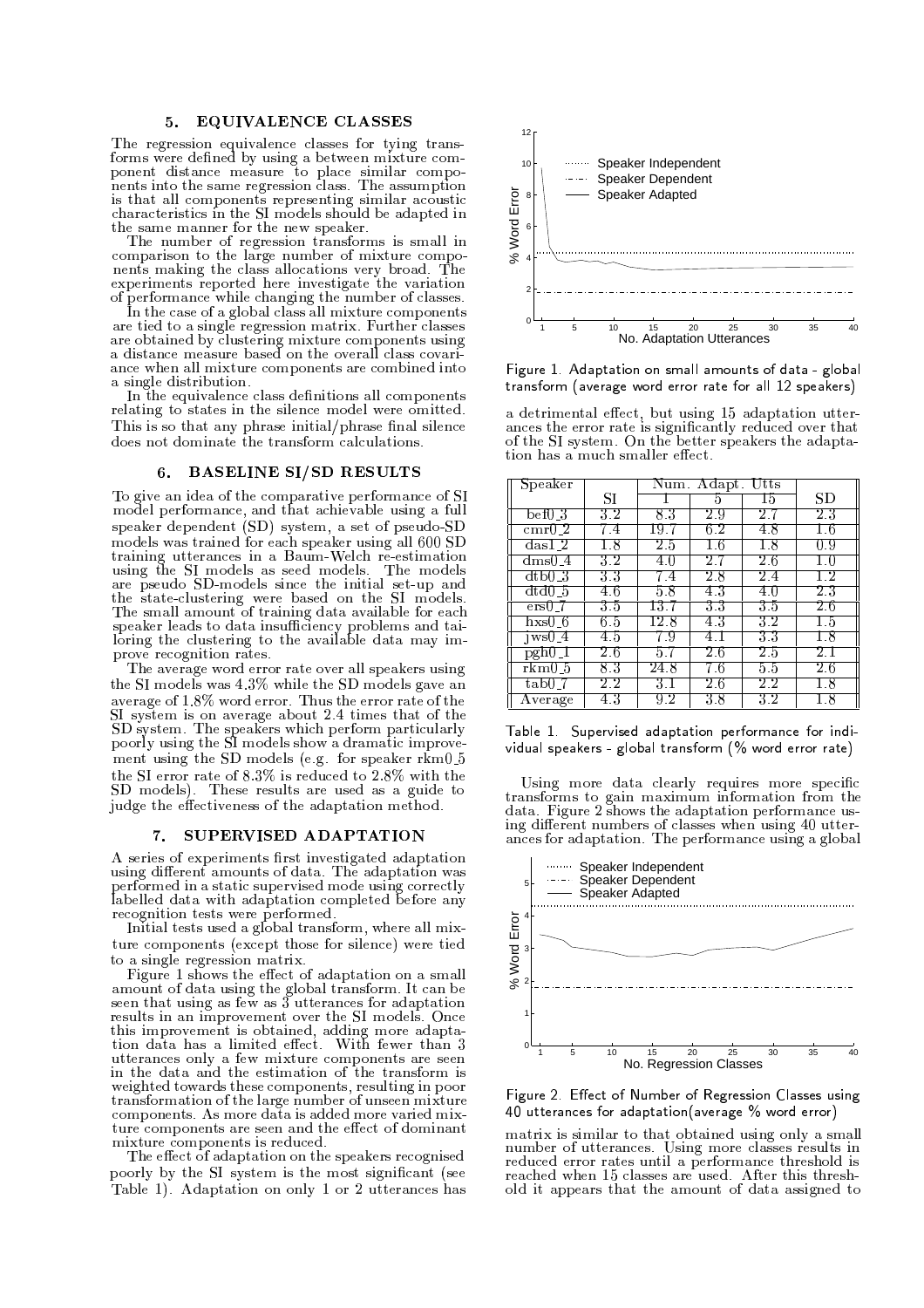## 5. EQUIVALENCE CLASSES

The regression equivalence classes for tying transforms were defined by using a between mixture component distance measure to place similar components into the same regression class. The assumption is that all components representing similar acoustic characteristics in the SI models should be adapted in the same manner for the new speaker.

The number of regression transforms is small in comparison to the large number of mixture components making the class allocations very broad. The experiments reported here investigate the variation of performance while changing the number of classes.

In the case of a global class all mixture components are tied to a single regression matrix. Further classes are obtained by clustering mixture components using a distance measure based on the overall class covariance when all mixture components are combined into a single distribution.

In the equivalence class definitions all components relating to states in the silence model were omitted. This is so that any phrase initial/phrase final silence does not dominate the transform calculations.

## 6. BASELINE SI/SD RESULTS

To give an idea of the comparative performance of SI model performance, and that achievable using a full speaker dependent (SD) system, a set of pseudo-SD models was trained for each speaker using all 600 SD training utterances in a Baum-Welch re-estimation using the SI models as seed models. The models are pseudo SD-models since the initial set-up and the state-clustering were based on the SI models. The small amount of training data available for each speaker leads to data insufficiency problems and tailoring the clustering to the available data may improve recognition rates.

The average word error rate over all speakers using the SI models was 4.3% while the SD models gave an average of 1.8% word error. Thus the error rate of the SI system is on average about 2.4 times that of the SD system. The speakers which perform particularly poorly using the SI models show a dramatic improvement using the SD models (e.g. for speaker rkm0_5 the SI error rate of 8.3% is reduced to 2.8% with the SD models). These results are used as a guide to judge the effectiveness of the adaptation method.

## 7. SUPERVISED ADAPTATION

A series of experiments first investigated adaptation using different amounts of data. The adaptation was performed in a static supervised mode using correctly labelled data with adaptation completed before any recognition tests were performed.

Initial tests used a global transform, where all mixture components (except those for silence) were tied to a single regression matrix.

Figure 1 shows the effect of adaptation on a small amount of data using the global transform. It can be seen that using as few as 3 utterances for adaptation results in an improvement over the SI models. Once this improvement is obtained, adding more adaptation data has a limited effect. With fewer than 3 utterances only a few mixture components are seen in the data and the estimation of the transform is weighted towards these components, resulting in poor transformation of the large number of unseen mixture components. As more data is added more varied mixture components are seen and the effect of dominant mixture components is reduced.

The effect of adaptation on the speakers recognised poorly by the SI system is the most significant (see Table 1). Adaptation on only 1 or 2 utterances has a detrimental effect, but using 15 adaptation utterances the error rate is significantly reduced over that of the SI system. On the better speakers the adaptation has a much smaller effect.

Figure 1. Adaptation on small amounts of data - global transform (average word error rate for all 12 speakers)

| Speaker | SI | Num. Adapt. Utts | | | SD |
|---|---|---|---|---|---|
| | | 1 | 5 | 15 | |
| bef0_3 | 3.2 | 8.3 | 2.9 | 2.7 | 2.3 |
| cmr0_2 | 7.4 | 19.7 | 6.2 | 4.8 | 1.6 |
| das1_2 | 1.8 | 2.5 | 1.6 | 1.8 | 0.9 |
| dms0_4 | 3.2 | 4.0 | 2.7 | 2.6 | 1.0 |
| dtb0_3 | 3.3 | 7.4 | 2.8 | 2.4 | 1.2 |
| dtd0_5 | 4.6 | 5.8 | 4.3 | 4.0 | 2.3 |
| ers0_7 | 3.5 | 13.7 | 3.3 | 3.5 | 2.6 |
| hxs0_6 | 6.5 | 12.8 | 4.3 | 3.2 | 1.5 |
| jws0_4 | 4.5 | 7.9 | 4.1 | 3.3 | 1.8 |
| pgh0_1 | 2.6 | 5.7 | 2.6 | 2.5 | 2.1 |
| rkm0_5 | 8.3 | 24.8 | 7.6 | 5.5 | 2.6 |
| tab0_7 | 2.2 | 3.1 | 2.6 | 2.2 | 1.8 |
| Average | 4.3 | 9.2 | 3.8 | 3.2 | 1.8 |

Table 1. Supervised adaptation performance for individual speakers - global transform (% word error rate)

Using more data clearly requires more specific transforms to gain maximum information from the data. Figure 2 shows the adaptation performance using different numbers of classes when using 40 utterances for adaptation. The performance using a global matrix is similar to that obtained using only a small number of utterances. Using more classes results in reduced error rates until a performance threshold is reached when 15 classes are used. After this threshold it appears that the amount of data assigned to

Figure 2. Effect of Number of Regression Classes using 40 utterances for adaptation(average % word error)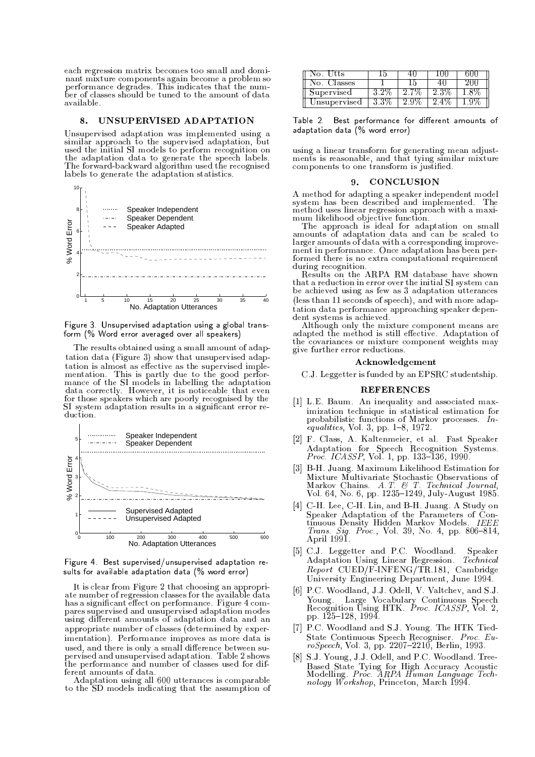each regression matrix becomes too small and dominant mixture components again become a problem so performance degrades. This indicates that the number of classes should be tuned to the amount of data available.

## 8. UNSUPERVISED ADAPTATION

Unsupervised adaptation was implemented using a similar approach to the supervised adaptation, but used the initial SI models to perform recognition on the adaptation data to generate the speech labels. The forward-backward algorithm used the recognised labels to generate the adaptation statistics.

% Word Error
No. Adaptation Utterances
Speaker Independent
Speaker Dependent
Speaker Adapted
0
2
4
6
8
10
1
5
10
15
20
25
30
35
40

Figure 3. Unsupervised adaptation using a global transform (% Word error averaged over all speakers)

The results obtained using a small amount of adaptation data (Figure 3) show that unsupervised adaptation is almost as effective as the supervised implementation. This is partly due to the good performance of the SI models in labelling the adaptation data correctly. However, it is noticeable that even for those speakers which are poorly recognised by the SI system adaptation results in a significant error reduction.

% Word Error
No. Adaptation Utterances
Speaker Independent
Speaker Dependent
Supervised Adapted
Unsupervised Adapted
0
1
2
3
4
5
0
100
200
300
400
500
600

Figure 4. Best supervised/unsupervised adaptation results for available adaptation data (% word error)

It is clear from Figure 2 that choosing an appropriate number of regression classes for the available data has a significant effect on performance. Figure 4 compares supervised and unsupervised adaptation modes using different amounts of adaptation data and an appropriate number of classes (determined by experimentation). Performance improves as more data is used, and there is only a small difference between supervised and unsupervised adaptation. Table 2 shows the performance and number of classes used for different amounts of data.

Adaptation using all 600 utterances is comparable to the SD models indicating that the assumption of using a linear transform for generating mean adjustments is reasonable, and that tying similar mixture components to one transform is justified.

| No. Utts | 15 | 40 | 100 | 600 |
|---|---|---|---|---|
| No. Classes | 1 | 15 | 40 | 200 |
| Supervised | 3.2% | 2.7% | 2.3% | 1.8% |
| Unsupervised | 3.3% | 2.9% | 2.4% | 1.9% |

Table 2. Best performance for different amounts of adaptation data (% word error)

## 9. CONCLUSION

A method for adapting a speaker independent model system has been described and implemented. The method uses linear regression approach with a maximum likelihood objective function.

The approach is ideal for adaptation on small amounts of adaptation data and can be scaled to larger amounts of data with a corresponding improvement in performance. Once adaptation has been performed there is no extra computational requirement during recognition.

Results on the ARPA RM database have shown that a reduction in error over the initial SI system can be achieved using as few as 3 adaptation utterances (less than 11 seconds of speech), and with more adaptation data performance approaching speaker dependent systems is achieved.

Although only the mixture component means are adapted the method is still effective. Adaptation of the covariances or mixture component weights may give further error reductions.

### Acknowledgement

C.J. Leggetter is funded by an EPSRC studentship.

### REFERENCES

[1] L.E. Baum. An inequality and associated maximization technique in statistical estimation for probabilistic functions of Markov processes. *Inequalities*, Vol. 3, pp. 1–8, 1972.

[2] F. Class, A. Kaltenmeier, et al. Fast Speaker Adaptation for Speech Recognition Systems. *Proc. ICASSP*, Vol. 1, pp. 133–136, 1990.

[3] B-H. Juang. Maximum Likelihood Estimation for Mixture Multivariate Stochastic Observations of Markov Chains. *A.T. & T. Technical Journal*, Vol. 64, No. 6, pp. 1235–1249, July-August 1985.

[4] C-H. Lee, C-H. Lin, and B-H. Juang. A Study on Speaker Adaptation of the Parameters of Continuous Density Hidden Markov Models. *IEEE Trans. Sig. Proc.*, Vol. 39, No. 4, pp. 806–814, April 1991.

[5] C.J. Leggetter and P.C. Woodland. Speaker Adaptation Using Linear Regression. *Technical Report* CUED/F-INFENG/TR.181, Cambridge University Engineering Department, June 1994.

[6] P.C. Woodland, J.J. Odell, V. Valtchev, and S.J. Young. Large Vocabulary Continuous Speech Recognition Using HTK. *Proc. ICASSP*, Vol. 2, pp. 125–128, 1994.

[7] P.C. Woodland and S.J. Young. The HTK Tied-State Continuous Speech Recogniser. *Proc. EuroSpeech*, Vol. 3, pp. 2207–2210, Berlin, 1993.

[8] S.J. Young, J.J. Odell, and P.C. Woodland. Tree-Based State Tying for High Accuracy Acoustic Modelling. *Proc. ARPA Human Language Technology Workshop*, Princeton, March 1994.